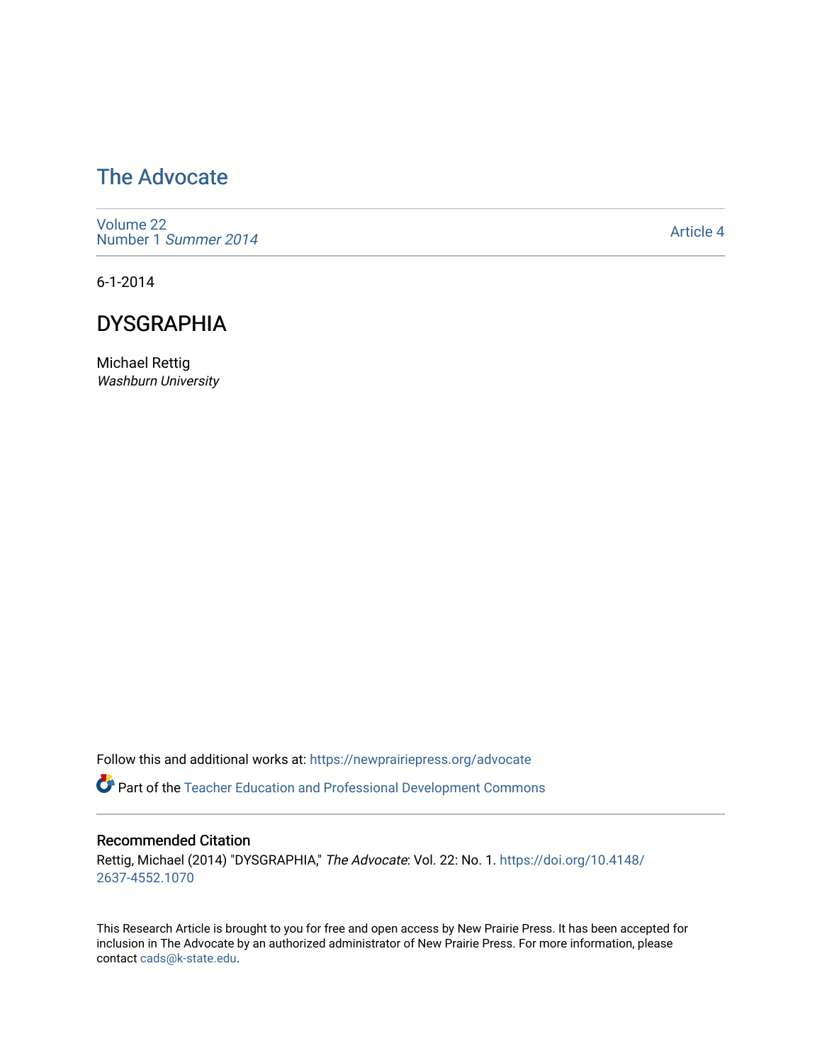# The Advocate

Volume 22
Number 1 *Summer 2014*

Article 4

6-1-2014

## DYSGRAPHIA

Michael Rettig
*Washburn University*

Follow this and additional works at: https://newprairiepress.org/advocate

Part of the Teacher Education and Professional Development Commons

### Recommended Citation

Rettig, Michael (2014) "DYSGRAPHIA," *The Advocate*: Vol. 22: No. 1. https://doi.org/10.4148/2637-4552.1070

This Research Article is brought to you for free and open access by New Prairie Press. It has been accepted for inclusion in The Advocate by an authorized administrator of New Prairie Press. For more information, please contact cads@k-state.edu.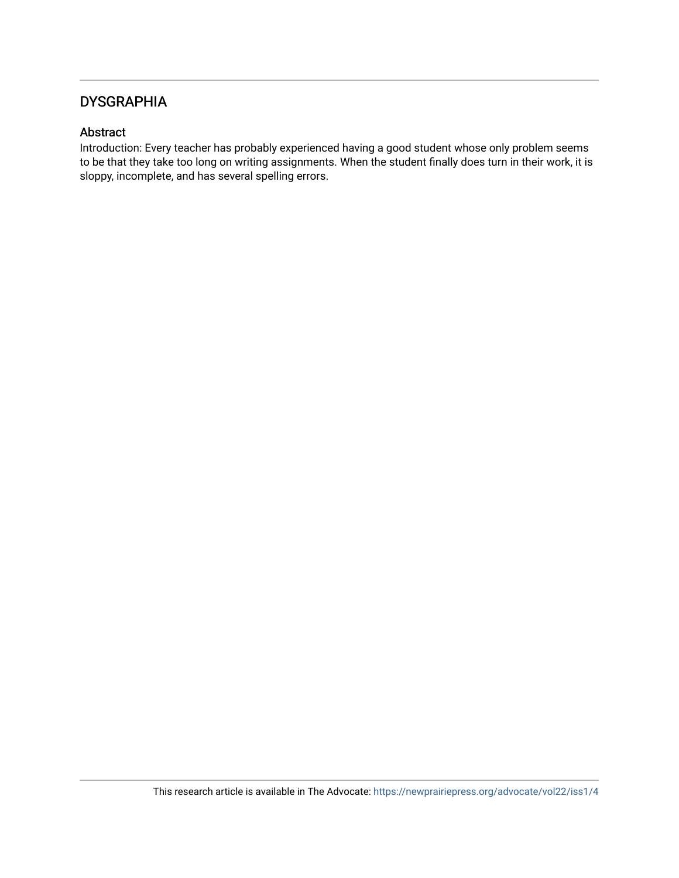## DYSGRAPHIA

### Abstract

Introduction: Every teacher has probably experienced having a good student whose only problem seems to be that they take too long on writing assignments. When the student finally does turn in their work, it is sloppy, incomplete, and has several spelling errors.

This research article is available in The Advocate: https://newprairiepress.org/advocate/vol22/iss1/4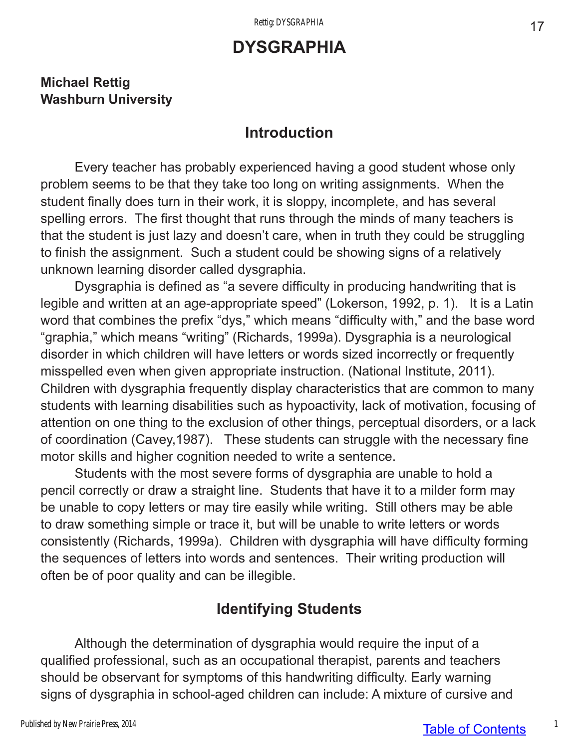# DYSGRAPHIA

**Michael Rettig**
**Washburn University**

## Introduction

Every teacher has probably experienced having a good student whose only problem seems to be that they take too long on writing assignments. When the student finally does turn in their work, it is sloppy, incomplete, and has several spelling errors. The first thought that runs through the minds of many teachers is that the student is just lazy and doesn't care, when in truth they could be struggling to finish the assignment. Such a student could be showing signs of a relatively unknown learning disorder called dysgraphia.

Dysgraphia is defined as "a severe difficulty in producing handwriting that is legible and written at an age-appropriate speed" (Lokerson, 1992, p. 1). It is a Latin word that combines the prefix "dys," which means "difficulty with," and the base word "graphia," which means "writing" (Richards, 1999a). Dysgraphia is a neurological disorder in which children will have letters or words sized incorrectly or frequently misspelled even when given appropriate instruction. (National Institute, 2011). Children with dysgraphia frequently display characteristics that are common to many students with learning disabilities such as hypoactivity, lack of motivation, focusing of attention on one thing to the exclusion of other things, perceptual disorders, or a lack of coordination (Cavey,1987). These students can struggle with the necessary fine motor skills and higher cognition needed to write a sentence.

Students with the most severe forms of dysgraphia are unable to hold a pencil correctly or draw a straight line. Students that have it to a milder form may be unable to copy letters or may tire easily while writing. Still others may be able to draw something simple or trace it, but will be unable to write letters or words consistently (Richards, 1999a). Children with dysgraphia will have difficulty forming the sequences of letters into words and sentences. Their writing production will often be of poor quality and can be illegible.

## Identifying Students

Although the determination of dysgraphia would require the input of a qualified professional, such as an occupational therapist, parents and teachers should be observant for symptoms of this handwriting difficulty. Early warning signs of dysgraphia in school-aged children can include: A mixture of cursive and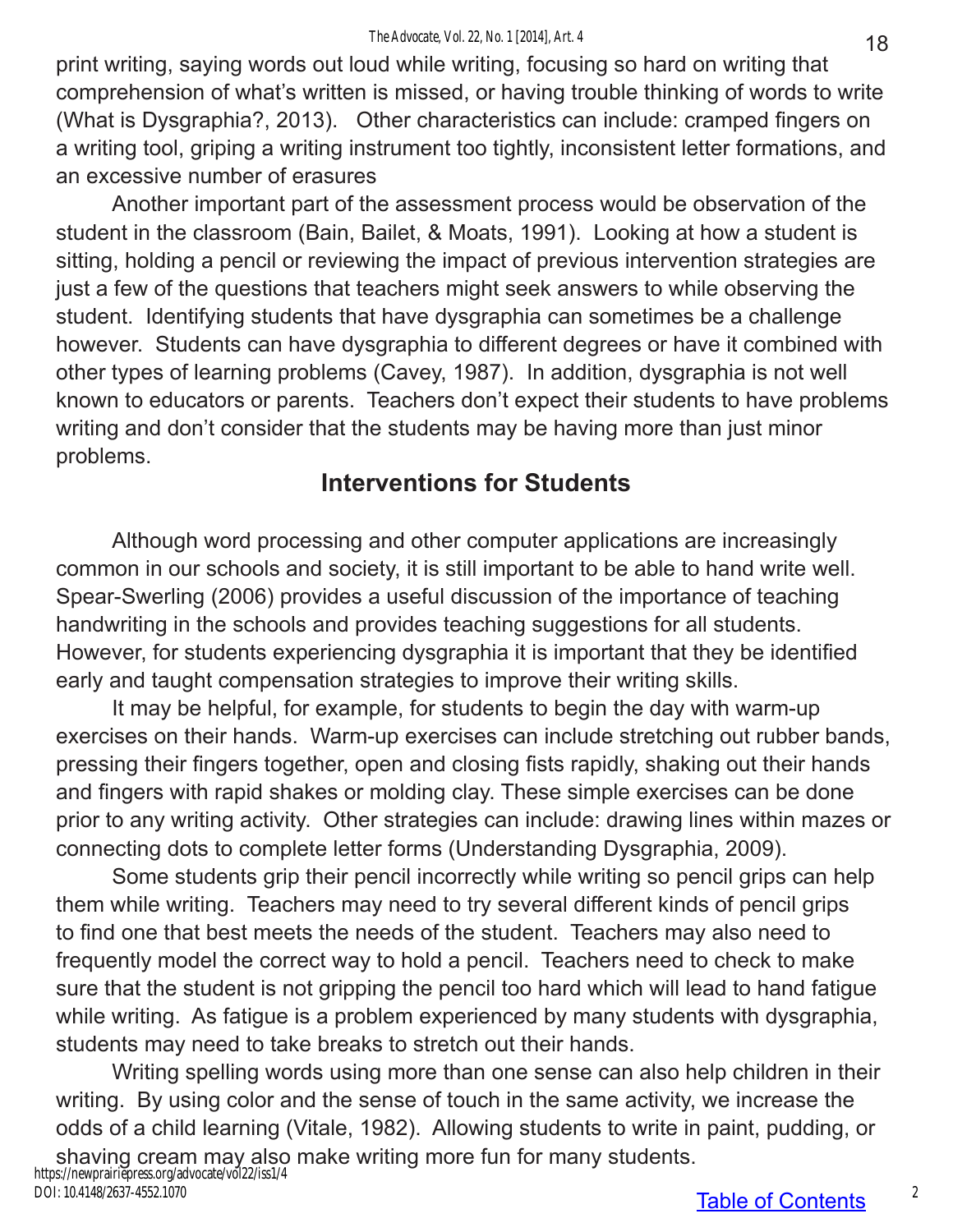print writing, saying words out loud while writing, focusing so hard on writing that comprehension of what's written is missed, or having trouble thinking of words to write (What is Dysgraphia?, 2013). Other characteristics can include: cramped fingers on a writing tool, griping a writing instrument too tightly, inconsistent letter formations, and an excessive number of erasures

Another important part of the assessment process would be observation of the student in the classroom (Bain, Bailet, & Moats, 1991). Looking at how a student is sitting, holding a pencil or reviewing the impact of previous intervention strategies are just a few of the questions that teachers might seek answers to while observing the student. Identifying students that have dysgraphia can sometimes be a challenge however. Students can have dysgraphia to different degrees or have it combined with other types of learning problems (Cavey, 1987). In addition, dysgraphia is not well known to educators or parents. Teachers don't expect their students to have problems writing and don't consider that the students may be having more than just minor problems.

## Interventions for Students

Although word processing and other computer applications are increasingly common in our schools and society, it is still important to be able to hand write well. Spear-Swerling (2006) provides a useful discussion of the importance of teaching handwriting in the schools and provides teaching suggestions for all students. However, for students experiencing dysgraphia it is important that they be identified early and taught compensation strategies to improve their writing skills.

It may be helpful, for example, for students to begin the day with warm-up exercises on their hands. Warm-up exercises can include stretching out rubber bands, pressing their fingers together, open and closing fists rapidly, shaking out their hands and fingers with rapid shakes or molding clay. These simple exercises can be done prior to any writing activity. Other strategies can include: drawing lines within mazes or connecting dots to complete letter forms (Understanding Dysgraphia, 2009).

Some students grip their pencil incorrectly while writing so pencil grips can help them while writing. Teachers may need to try several different kinds of pencil grips to find one that best meets the needs of the student. Teachers may also need to frequently model the correct way to hold a pencil. Teachers need to check to make sure that the student is not gripping the pencil too hard which will lead to hand fatigue while writing. As fatigue is a problem experienced by many students with dysgraphia, students may need to take breaks to stretch out their hands.

Writing spelling words using more than one sense can also help children in their writing. By using color and the sense of touch in the same activity, we increase the odds of a child learning (Vitale, 1982). Allowing students to write in paint, pudding, or shaving cream may also make writing more fun for many students.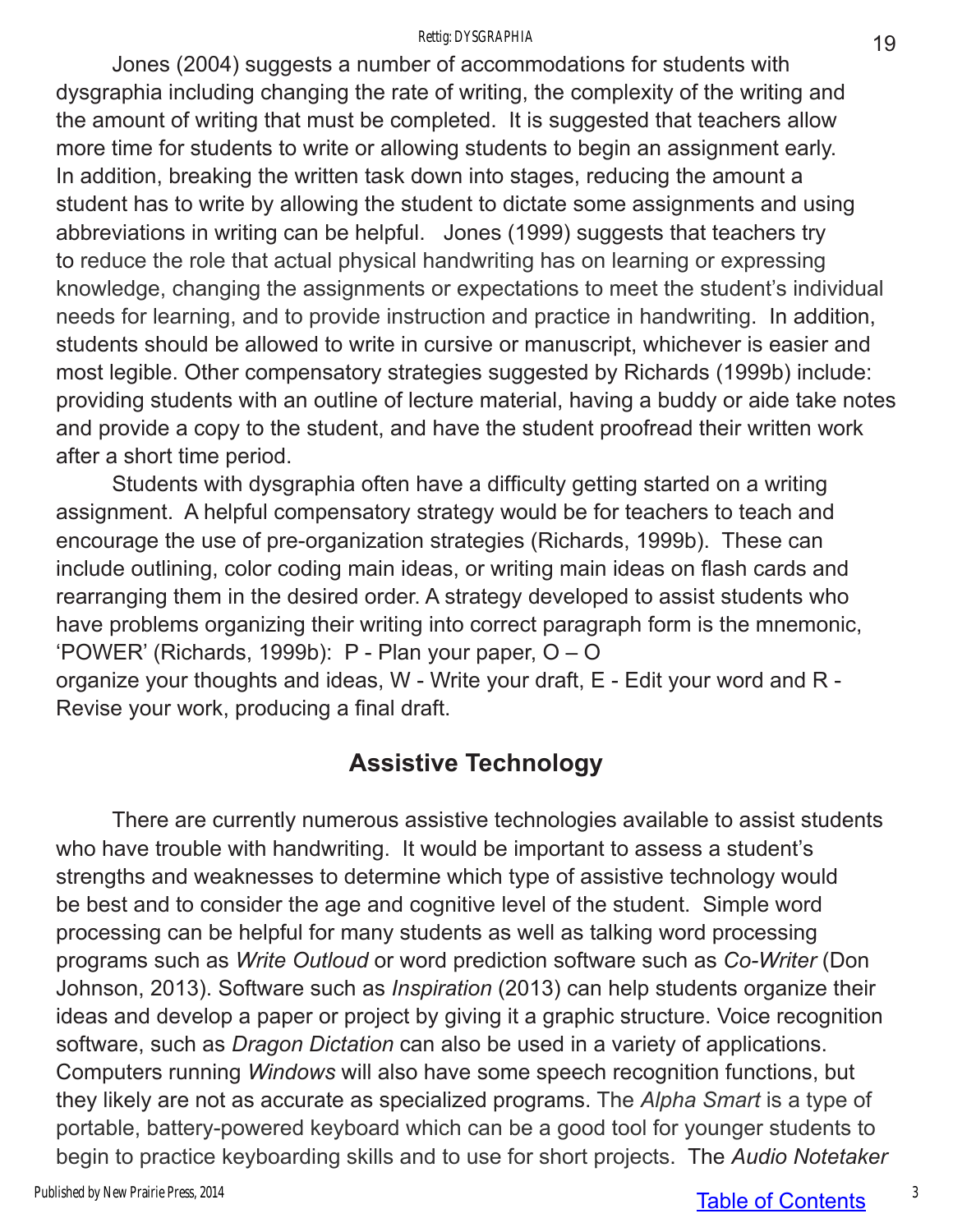Jones (2004) suggests a number of accommodations for students with dysgraphia including changing the rate of writing, the complexity of the writing and the amount of writing that must be completed. It is suggested that teachers allow more time for students to write or allowing students to begin an assignment early. In addition, breaking the written task down into stages, reducing the amount a student has to write by allowing the student to dictate some assignments and using abbreviations in writing can be helpful. Jones (1999) suggests that teachers try to reduce the role that actual physical handwriting has on learning or expressing knowledge, changing the assignments or expectations to meet the student's individual needs for learning, and to provide instruction and practice in handwriting. In addition, students should be allowed to write in cursive or manuscript, whichever is easier and most legible. Other compensatory strategies suggested by Richards (1999b) include: providing students with an outline of lecture material, having a buddy or aide take notes and provide a copy to the student, and have the student proofread their written work after a short time period.

Students with dysgraphia often have a difficulty getting started on a writing assignment. A helpful compensatory strategy would be for teachers to teach and encourage the use of pre-organization strategies (Richards, 1999b). These can include outlining, color coding main ideas, or writing main ideas on flash cards and rearranging them in the desired order. A strategy developed to assist students who have problems organizing their writing into correct paragraph form is the mnemonic, 'POWER' (Richards, 1999b): P - Plan your paper, O – O organize your thoughts and ideas, W - Write your draft, E - Edit your word and R - Revise your work, producing a final draft.

## Assistive Technology

There are currently numerous assistive technologies available to assist students who have trouble with handwriting. It would be important to assess a student's strengths and weaknesses to determine which type of assistive technology would be best and to consider the age and cognitive level of the student. Simple word processing can be helpful for many students as well as talking word processing programs such as *Write Outloud* or word prediction software such as *Co-Writer* (Don Johnson, 2013). Software such as *Inspiration* (2013) can help students organize their ideas and develop a paper or project by giving it a graphic structure. Voice recognition software, such as *Dragon Dictation* can also be used in a variety of applications. Computers running *Windows* will also have some speech recognition functions, but they likely are not as accurate as specialized programs. The *Alpha Smart* is a type of portable, battery-powered keyboard which can be a good tool for younger students to begin to practice keyboarding skills and to use for short projects. The *Audio Notetaker*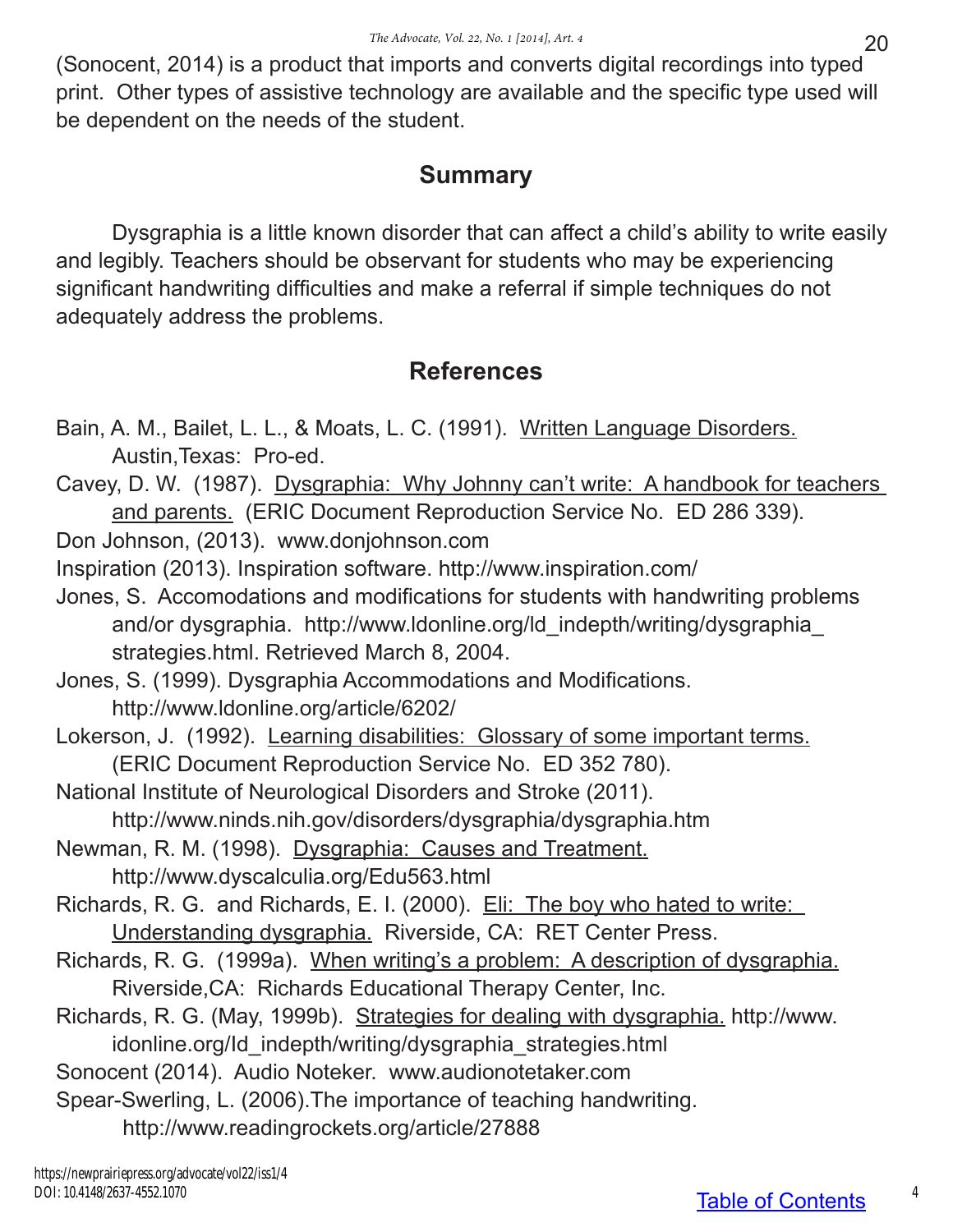(Sonocent, 2014) is a product that imports and converts digital recordings into typed print. Other types of assistive technology are available and the specific type used will be dependent on the needs of the student.

## Summary

Dysgraphia is a little known disorder that can affect a child's ability to write easily and legibly. Teachers should be observant for students who may be experiencing significant handwriting difficulties and make a referral if simple techniques do not adequately address the problems.

## References

Bain, A. M., Bailet, L. L., & Moats, L. C. (1991). Written Language Disorders. Austin,Texas: Pro-ed.

Cavey, D. W. (1987). Dysgraphia: Why Johnny can't write: A handbook for teachers and parents. (ERIC Document Reproduction Service No. ED 286 339).

Don Johnson, (2013). www.donjohnson.com

Inspiration (2013). Inspiration software. http://www.inspiration.com/

Jones, S. Accomodations and modifications for students with handwriting problems and/or dysgraphia. http://www.ldonline.org/ld_indepth/writing/dysgraphia_strategies.html. Retrieved March 8, 2004.

Jones, S. (1999). Dysgraphia Accommodations and Modifications. http://www.ldonline.org/article/6202/

Lokerson, J. (1992). Learning disabilities: Glossary of some important terms. (ERIC Document Reproduction Service No. ED 352 780).

National Institute of Neurological Disorders and Stroke (2011). http://www.ninds.nih.gov/disorders/dysgraphia/dysgraphia.htm

Newman, R. M. (1998). Dysgraphia: Causes and Treatment. http://www.dyscalculia.org/Edu563.html

Richards, R. G. and Richards, E. I. (2000). Eli: The boy who hated to write: Understanding dysgraphia. Riverside, CA: RET Center Press.

Richards, R. G. (1999a). When writing's a problem: A description of dysgraphia. Riverside,CA: Richards Educational Therapy Center, Inc.

Richards, R. G. (May, 1999b). Strategies for dealing with dysgraphia. http://www.idonline.org/Id_indepth/writing/dysgraphia_strategies.html

Sonocent (2014). Audio Noteker. www.audionotetaker.com

Spear-Swerling, L. (2006).The importance of teaching handwriting. http://www.readingrockets.org/article/27888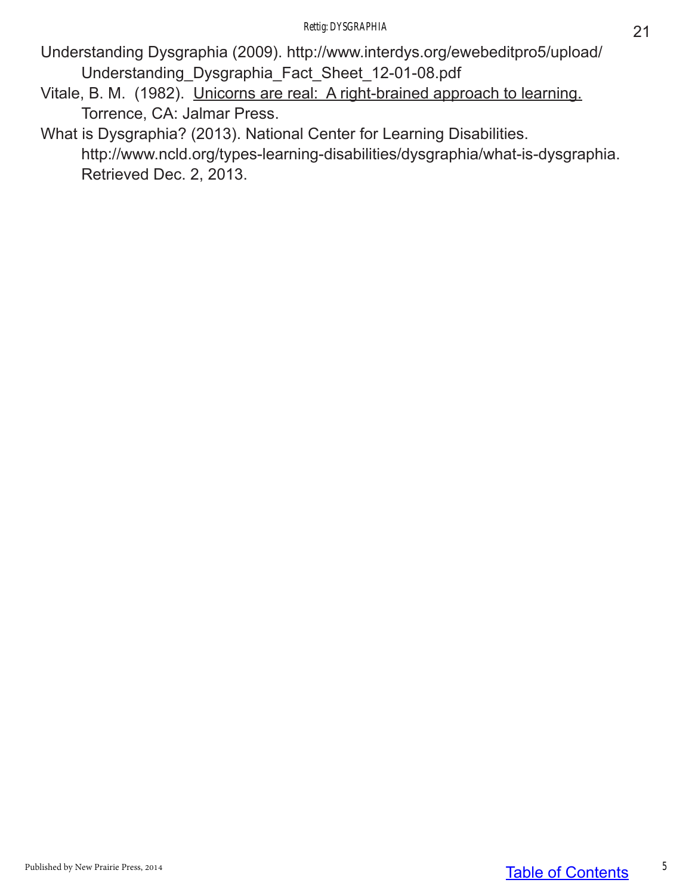Understanding Dysgraphia (2009). http://www.interdys.org/ewebeditpro5/upload/Understanding_Dysgraphia_Fact_Sheet_12-01-08.pdf

Vitale, B. M. (1982). Unicorns are real: A right-brained approach to learning. Torrence, CA: Jalmar Press.

What is Dysgraphia? (2013). National Center for Learning Disabilities. http://www.ncld.org/types-learning-disabilities/dysgraphia/what-is-dysgraphia. Retrieved Dec. 2, 2013.

Table of Contents